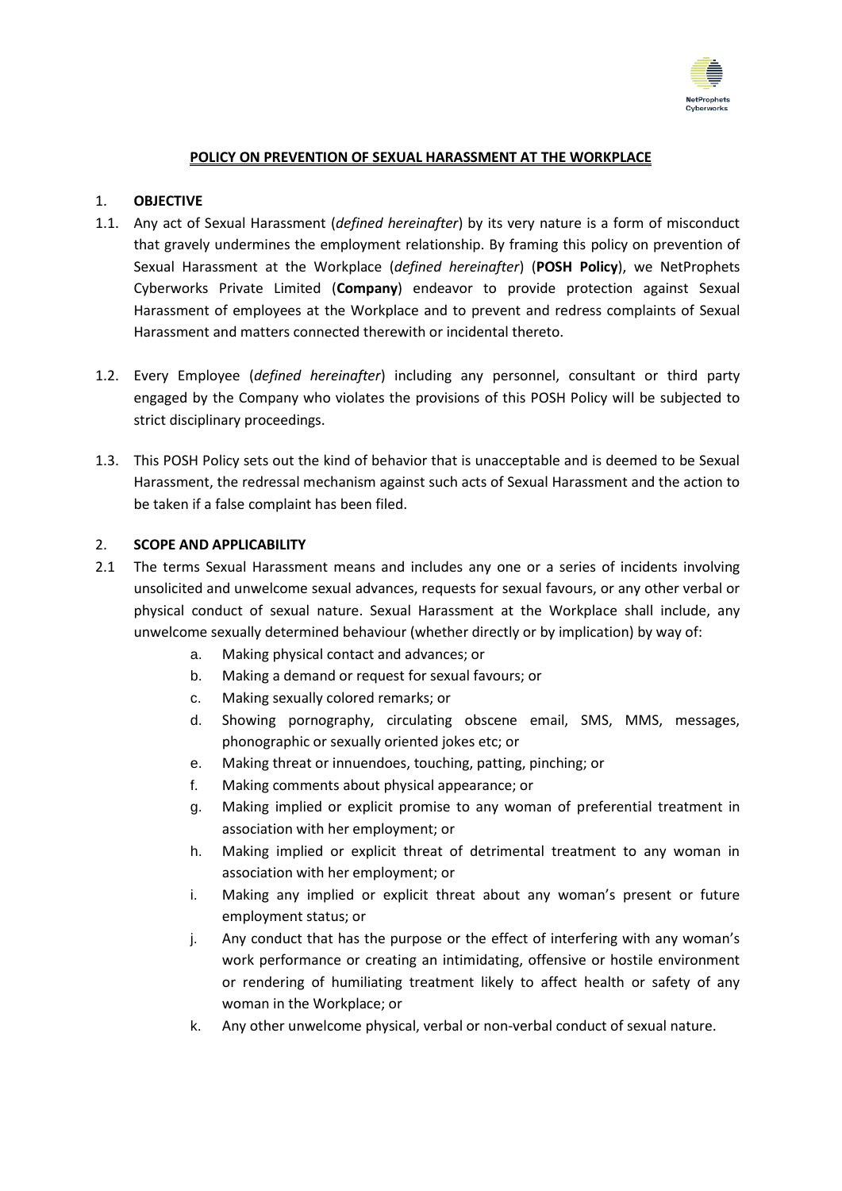# POLICY ON PREVENTION OF SEXUAL HARASSMENT AT THE WORKPLACE

## 1. OBJECTIVE

1.1. Any act of Sexual Harassment (*defined hereinafter*) by its very nature is a form of misconduct that gravely undermines the employment relationship. By framing this policy on prevention of Sexual Harassment at the Workplace (*defined hereinafter*) (**POSH Policy**), we NetProphets Cyberworks Private Limited (**Company**) endeavor to provide protection against Sexual Harassment of employees at the Workplace and to prevent and redress complaints of Sexual Harassment and matters connected therewith or incidental thereto.

1.2. Every Employee (*defined hereinafter*) including any personnel, consultant or third party engaged by the Company who violates the provisions of this POSH Policy will be subjected to strict disciplinary proceedings.

1.3. This POSH Policy sets out the kind of behavior that is unacceptable and is deemed to be Sexual Harassment, the redressal mechanism against such acts of Sexual Harassment and the action to be taken if a false complaint has been filed.

## 2. SCOPE AND APPLICABILITY

2.1 The terms Sexual Harassment means and includes any one or a series of incidents involving unsolicited and unwelcome sexual advances, requests for sexual favours, or any other verbal or physical conduct of sexual nature. Sexual Harassment at the Workplace shall include, any unwelcome sexually determined behaviour (whether directly or by implication) by way of:

   a. Making physical contact and advances; or
   b. Making a demand or request for sexual favours; or
   c. Making sexually colored remarks; or
   d. Showing pornography, circulating obscene email, SMS, MMS, messages, phonographic or sexually oriented jokes etc; or
   e. Making threat or innuendoes, touching, patting, pinching; or
   f. Making comments about physical appearance; or
   g. Making implied or explicit promise to any woman of preferential treatment in association with her employment; or
   h. Making implied or explicit threat of detrimental treatment to any woman in association with her employment; or
   i. Making any implied or explicit threat about any woman's present or future employment status; or
   j. Any conduct that has the purpose or the effect of interfering with any woman's work performance or creating an intimidating, offensive or hostile environment or rendering of humiliating treatment likely to affect health or safety of any woman in the Workplace; or
   k. Any other unwelcome physical, verbal or non-verbal conduct of sexual nature.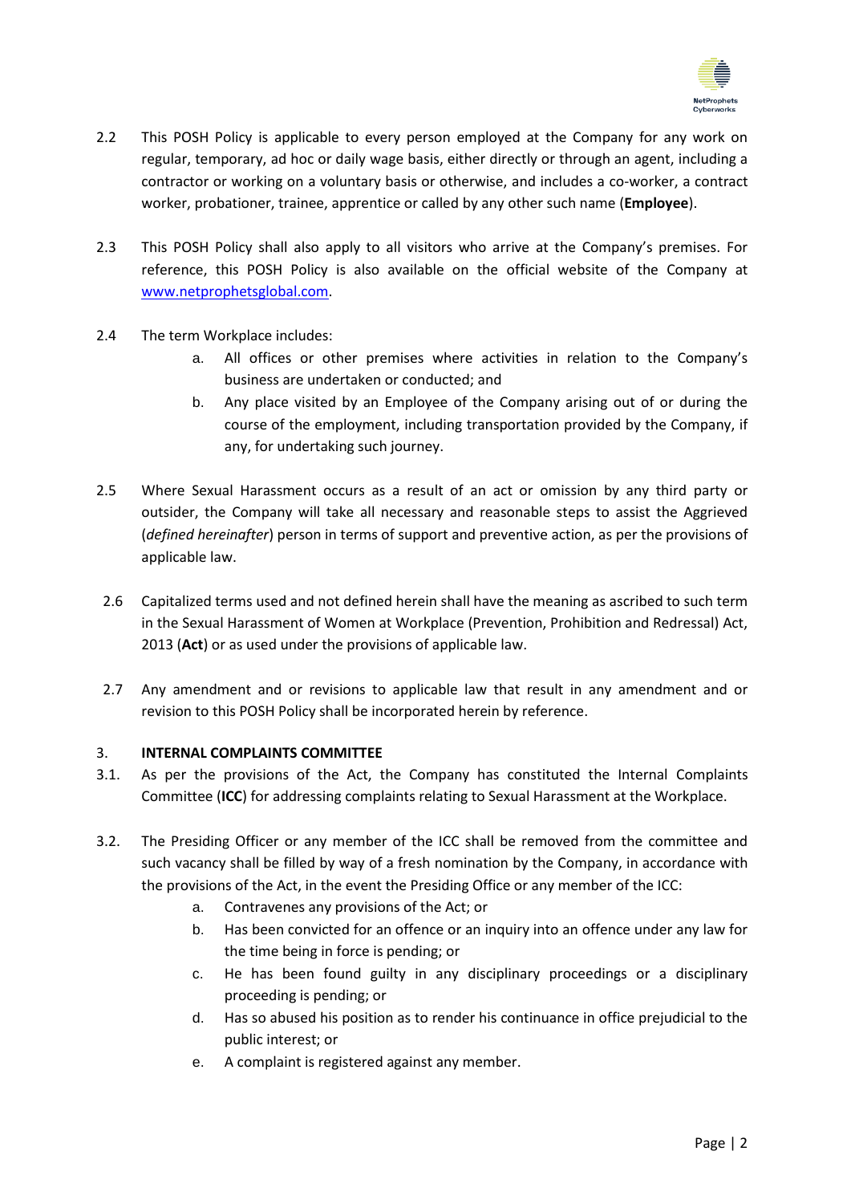2.2 This POSH Policy is applicable to every person employed at the Company for any work on regular, temporary, ad hoc or daily wage basis, either directly or through an agent, including a contractor or working on a voluntary basis or otherwise, and includes a co-worker, a contract worker, probationer, trainee, apprentice or called by any other such name (**Employee**).

2.3 This POSH Policy shall also apply to all visitors who arrive at the Company's premises. For reference, this POSH Policy is also available on the official website of the Company at [www.netprophetsglobal.com](www.netprophetsglobal.com).

2.4 The term Workplace includes:

a. All offices or other premises where activities in relation to the Company's business are undertaken or conducted; and

b. Any place visited by an Employee of the Company arising out of or during the course of the employment, including transportation provided by the Company, if any, for undertaking such journey.

2.5 Where Sexual Harassment occurs as a result of an act or omission by any third party or outsider, the Company will take all necessary and reasonable steps to assist the Aggrieved (*defined hereinafter*) person in terms of support and preventive action, as per the provisions of applicable law.

2.6 Capitalized terms used and not defined herein shall have the meaning as ascribed to such term in the Sexual Harassment of Women at Workplace (Prevention, Prohibition and Redressal) Act, 2013 (**Act**) or as used under the provisions of applicable law.

2.7 Any amendment and or revisions to applicable law that result in any amendment and or revision to this POSH Policy shall be incorporated herein by reference.

## 3. INTERNAL COMPLAINTS COMMITTEE

3.1. As per the provisions of the Act, the Company has constituted the Internal Complaints Committee (**ICC**) for addressing complaints relating to Sexual Harassment at the Workplace.

3.2. The Presiding Officer or any member of the ICC shall be removed from the committee and such vacancy shall be filled by way of a fresh nomination by the Company, in accordance with the provisions of the Act, in the event the Presiding Office or any member of the ICC:

a. Contravenes any provisions of the Act; or

b. Has been convicted for an offence or an inquiry into an offence under any law for the time being in force is pending; or

c. He has been found guilty in any disciplinary proceedings or a disciplinary proceeding is pending; or

d. Has so abused his position as to render his continuance in office prejudicial to the public interest; or

e. A complaint is registered against any member.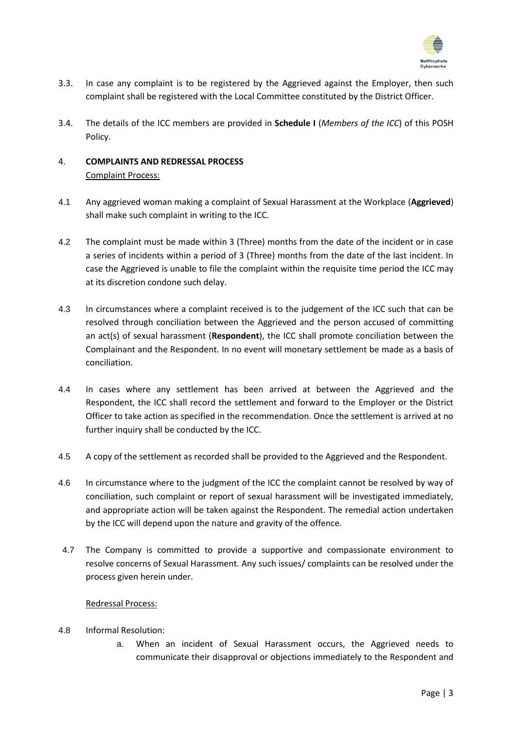3.3. In case any complaint is to be registered by the Aggrieved against the Employer, then such complaint shall be registered with the Local Committee constituted by the District Officer.

3.4. The details of the ICC members are provided in **Schedule I** (*Members of the ICC*) of this POSH Policy.

## 4. COMPLAINTS AND REDRESSAL PROCESS

Complaint Process:

4.1 Any aggrieved woman making a complaint of Sexual Harassment at the Workplace (**Aggrieved**) shall make such complaint in writing to the ICC.

4.2 The complaint must be made within 3 (Three) months from the date of the incident or in case a series of incidents within a period of 3 (Three) months from the date of the last incident. In case the Aggrieved is unable to file the complaint within the requisite time period the ICC may at its discretion condone such delay.

4.3 In circumstances where a complaint received is to the judgement of the ICC such that can be resolved through conciliation between the Aggrieved and the person accused of committing an act(s) of sexual harassment (**Respondent**), the ICC shall promote conciliation between the Complainant and the Respondent. In no event will monetary settlement be made as a basis of conciliation.

4.4 In cases where any settlement has been arrived at between the Aggrieved and the Respondent, the ICC shall record the settlement and forward to the Employer or the District Officer to take action as specified in the recommendation. Once the settlement is arrived at no further inquiry shall be conducted by the ICC.

4.5 A copy of the settlement as recorded shall be provided to the Aggrieved and the Respondent.

4.6 In circumstance where to the judgment of the ICC the complaint cannot be resolved by way of conciliation, such complaint or report of sexual harassment will be investigated immediately, and appropriate action will be taken against the Respondent. The remedial action undertaken by the ICC will depend upon the nature and gravity of the offence.

4.7 The Company is committed to provide a supportive and compassionate environment to resolve concerns of Sexual Harassment. Any such issues/ complaints can be resolved under the process given herein under.

Redressal Process:

4.8 Informal Resolution:

a. When an incident of Sexual Harassment occurs, the Aggrieved needs to communicate their disapproval or objections immediately to the Respondent and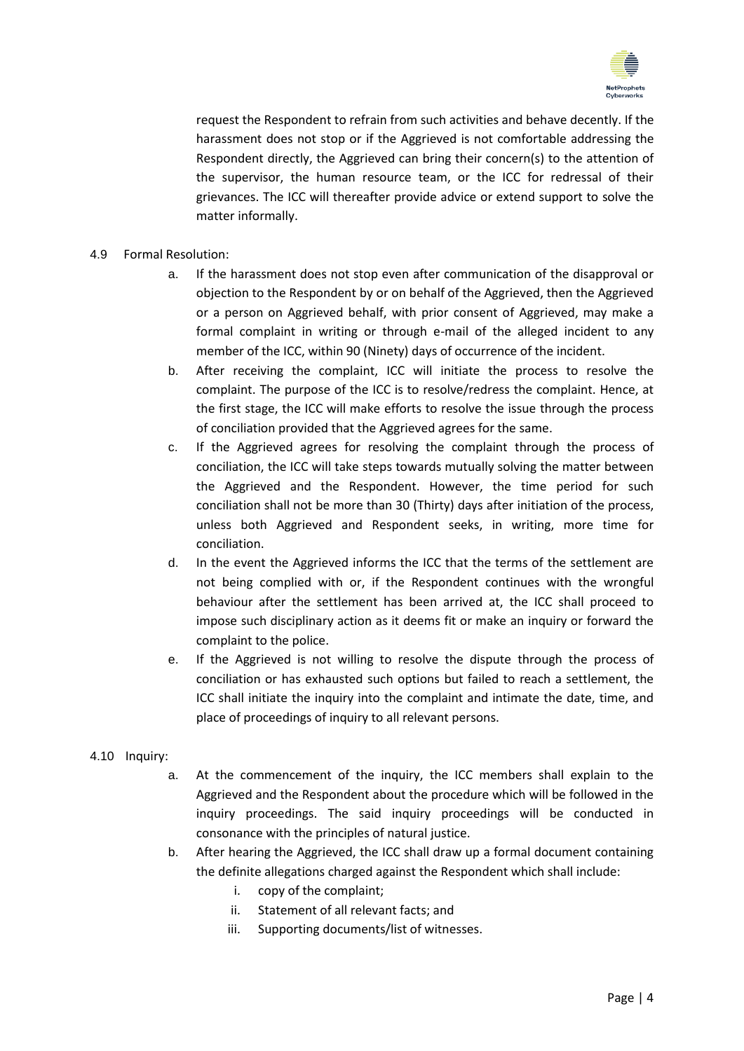request the Respondent to refrain from such activities and behave decently. If the harassment does not stop or if the Aggrieved is not comfortable addressing the Respondent directly, the Aggrieved can bring their concern(s) to the attention of the supervisor, the human resource team, or the ICC for redressal of their grievances. The ICC will thereafter provide advice or extend support to solve the matter informally.

4.9 Formal Resolution:

a. If the harassment does not stop even after communication of the disapproval or objection to the Respondent by or on behalf of the Aggrieved, then the Aggrieved or a person on Aggrieved behalf, with prior consent of Aggrieved, may make a formal complaint in writing or through e-mail of the alleged incident to any member of the ICC, within 90 (Ninety) days of occurrence of the incident.

b. After receiving the complaint, ICC will initiate the process to resolve the complaint. The purpose of the ICC is to resolve/redress the complaint. Hence, at the first stage, the ICC will make efforts to resolve the issue through the process of conciliation provided that the Aggrieved agrees for the same.

c. If the Aggrieved agrees for resolving the complaint through the process of conciliation, the ICC will take steps towards mutually solving the matter between the Aggrieved and the Respondent. However, the time period for such conciliation shall not be more than 30 (Thirty) days after initiation of the process, unless both Aggrieved and Respondent seeks, in writing, more time for conciliation.

d. In the event the Aggrieved informs the ICC that the terms of the settlement are not being complied with or, if the Respondent continues with the wrongful behaviour after the settlement has been arrived at, the ICC shall proceed to impose such disciplinary action as it deems fit or make an inquiry or forward the complaint to the police.

e. If the Aggrieved is not willing to resolve the dispute through the process of conciliation or has exhausted such options but failed to reach a settlement, the ICC shall initiate the inquiry into the complaint and intimate the date, time, and place of proceedings of inquiry to all relevant persons.

4.10 Inquiry:

a. At the commencement of the inquiry, the ICC members shall explain to the Aggrieved and the Respondent about the procedure which will be followed in the inquiry proceedings. The said inquiry proceedings will be conducted in consonance with the principles of natural justice.

b. After hearing the Aggrieved, the ICC shall draw up a formal document containing the definite allegations charged against the Respondent which shall include:

   i. copy of the complaint;
   
   ii. Statement of all relevant facts; and
   
   iii. Supporting documents/list of witnesses.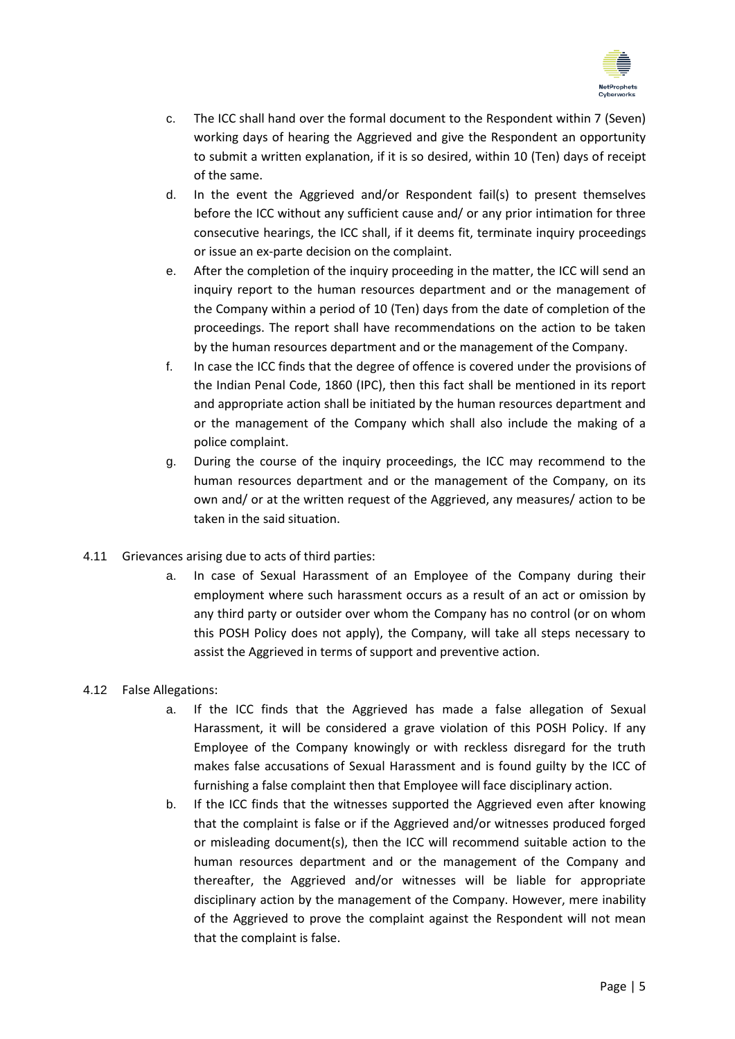c. The ICC shall hand over the formal document to the Respondent within 7 (Seven) working days of hearing the Aggrieved and give the Respondent an opportunity to submit a written explanation, if it is so desired, within 10 (Ten) days of receipt of the same.

d. In the event the Aggrieved and/or Respondent fail(s) to present themselves before the ICC without any sufficient cause and/ or any prior intimation for three consecutive hearings, the ICC shall, if it deems fit, terminate inquiry proceedings or issue an ex-parte decision on the complaint.

e. After the completion of the inquiry proceeding in the matter, the ICC will send an inquiry report to the human resources department and or the management of the Company within a period of 10 (Ten) days from the date of completion of the proceedings. The report shall have recommendations on the action to be taken by the human resources department and or the management of the Company.

f. In case the ICC finds that the degree of offence is covered under the provisions of the Indian Penal Code, 1860 (IPC), then this fact shall be mentioned in its report and appropriate action shall be initiated by the human resources department and or the management of the Company which shall also include the making of a police complaint.

g. During the course of the inquiry proceedings, the ICC may recommend to the human resources department and or the management of the Company, on its own and/ or at the written request of the Aggrieved, any measures/ action to be taken in the said situation.

4.11 Grievances arising due to acts of third parties:

a. In case of Sexual Harassment of an Employee of the Company during their employment where such harassment occurs as a result of an act or omission by any third party or outsider over whom the Company has no control (or on whom this POSH Policy does not apply), the Company, will take all steps necessary to assist the Aggrieved in terms of support and preventive action.

4.12 False Allegations:

a. If the ICC finds that the Aggrieved has made a false allegation of Sexual Harassment, it will be considered a grave violation of this POSH Policy. If any Employee of the Company knowingly or with reckless disregard for the truth makes false accusations of Sexual Harassment and is found guilty by the ICC of furnishing a false complaint then that Employee will face disciplinary action.

b. If the ICC finds that the witnesses supported the Aggrieved even after knowing that the complaint is false or if the Aggrieved and/or witnesses produced forged or misleading document(s), then the ICC will recommend suitable action to the human resources department and or the management of the Company and thereafter, the Aggrieved and/or witnesses will be liable for appropriate disciplinary action by the management of the Company. However, mere inability of the Aggrieved to prove the complaint against the Respondent will not mean that the complaint is false.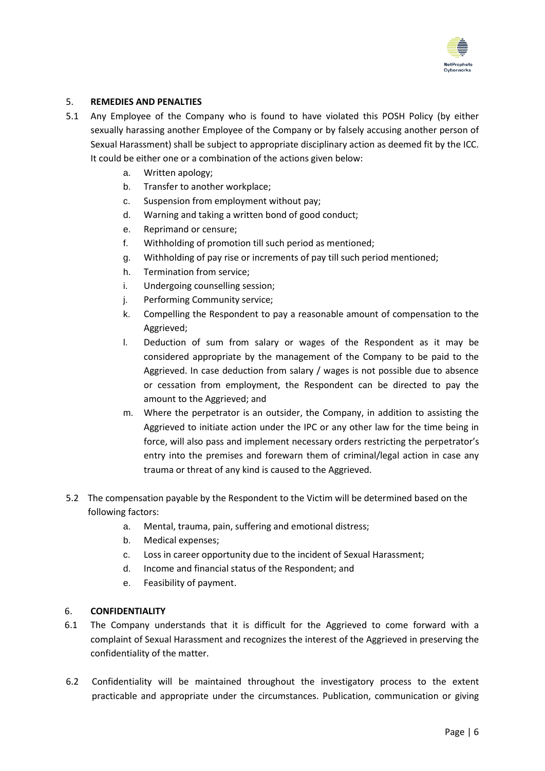## 5. REMEDIES AND PENALTIES

5.1 Any Employee of the Company who is found to have violated this POSH Policy (by either sexually harassing another Employee of the Company or by falsely accusing another person of Sexual Harassment) shall be subject to appropriate disciplinary action as deemed fit by the ICC. It could be either one or a combination of the actions given below:

a. Written apology;
b. Transfer to another workplace;
c. Suspension from employment without pay;
d. Warning and taking a written bond of good conduct;
e. Reprimand or censure;
f. Withholding of promotion till such period as mentioned;
g. Withholding of pay rise or increments of pay till such period mentioned;
h. Termination from service;
i. Undergoing counselling session;
j. Performing Community service;
k. Compelling the Respondent to pay a reasonable amount of compensation to the Aggrieved;
l. Deduction of sum from salary or wages of the Respondent as it may be considered appropriate by the management of the Company to be paid to the Aggrieved. In case deduction from salary / wages is not possible due to absence or cessation from employment, the Respondent can be directed to pay the amount to the Aggrieved; and
m. Where the perpetrator is an outsider, the Company, in addition to assisting the Aggrieved to initiate action under the IPC or any other law for the time being in force, will also pass and implement necessary orders restricting the perpetrator's entry into the premises and forewarn them of criminal/legal action in case any trauma or threat of any kind is caused to the Aggrieved.

5.2 The compensation payable by the Respondent to the Victim will be determined based on the following factors:

a. Mental, trauma, pain, suffering and emotional distress;
b. Medical expenses;
c. Loss in career opportunity due to the incident of Sexual Harassment;
d. Income and financial status of the Respondent; and
e. Feasibility of payment.

## 6. CONFIDENTIALITY

6.1 The Company understands that it is difficult for the Aggrieved to come forward with a complaint of Sexual Harassment and recognizes the interest of the Aggrieved in preserving the confidentiality of the matter.

6.2 Confidentiality will be maintained throughout the investigatory process to the extent practicable and appropriate under the circumstances. Publication, communication or giving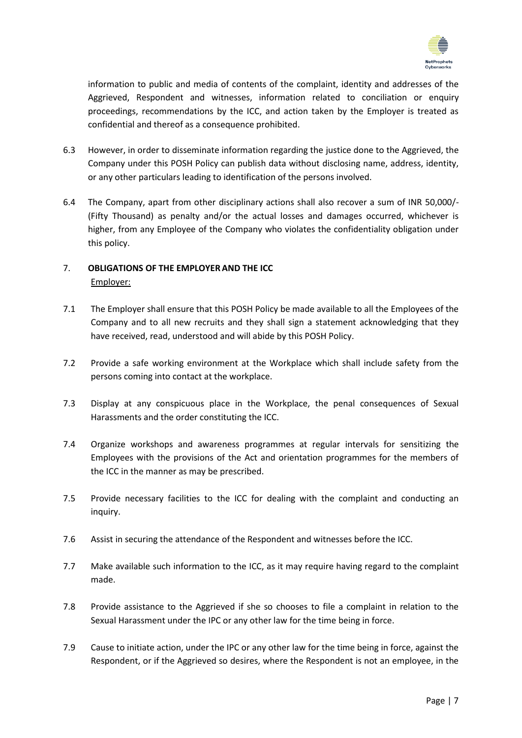information to public and media of contents of the complaint, identity and addresses of the Aggrieved, Respondent and witnesses, information related to conciliation or enquiry proceedings, recommendations by the ICC, and action taken by the Employer is treated as confidential and thereof as a consequence prohibited.

6.3 However, in order to disseminate information regarding the justice done to the Aggrieved, the Company under this POSH Policy can publish data without disclosing name, address, identity, or any other particulars leading to identification of the persons involved.

6.4 The Company, apart from other disciplinary actions shall also recover a sum of INR 50,000/- (Fifty Thousand) as penalty and/or the actual losses and damages occurred, whichever is higher, from any Employee of the Company who violates the confidentiality obligation under this policy.

## 7. OBLIGATIONS OF THE EMPLOYER AND THE ICC

Employer:

7.1 The Employer shall ensure that this POSH Policy be made available to all the Employees of the Company and to all new recruits and they shall sign a statement acknowledging that they have received, read, understood and will abide by this POSH Policy.

7.2 Provide a safe working environment at the Workplace which shall include safety from the persons coming into contact at the workplace.

7.3 Display at any conspicuous place in the Workplace, the penal consequences of Sexual Harassments and the order constituting the ICC.

7.4 Organize workshops and awareness programmes at regular intervals for sensitizing the Employees with the provisions of the Act and orientation programmes for the members of the ICC in the manner as may be prescribed.

7.5 Provide necessary facilities to the ICC for dealing with the complaint and conducting an inquiry.

7.6 Assist in securing the attendance of the Respondent and witnesses before the ICC.

7.7 Make available such information to the ICC, as it may require having regard to the complaint made.

7.8 Provide assistance to the Aggrieved if she so chooses to file a complaint in relation to the Sexual Harassment under the IPC or any other law for the time being in force.

7.9 Cause to initiate action, under the IPC or any other law for the time being in force, against the Respondent, or if the Aggrieved so desires, where the Respondent is not an employee, in the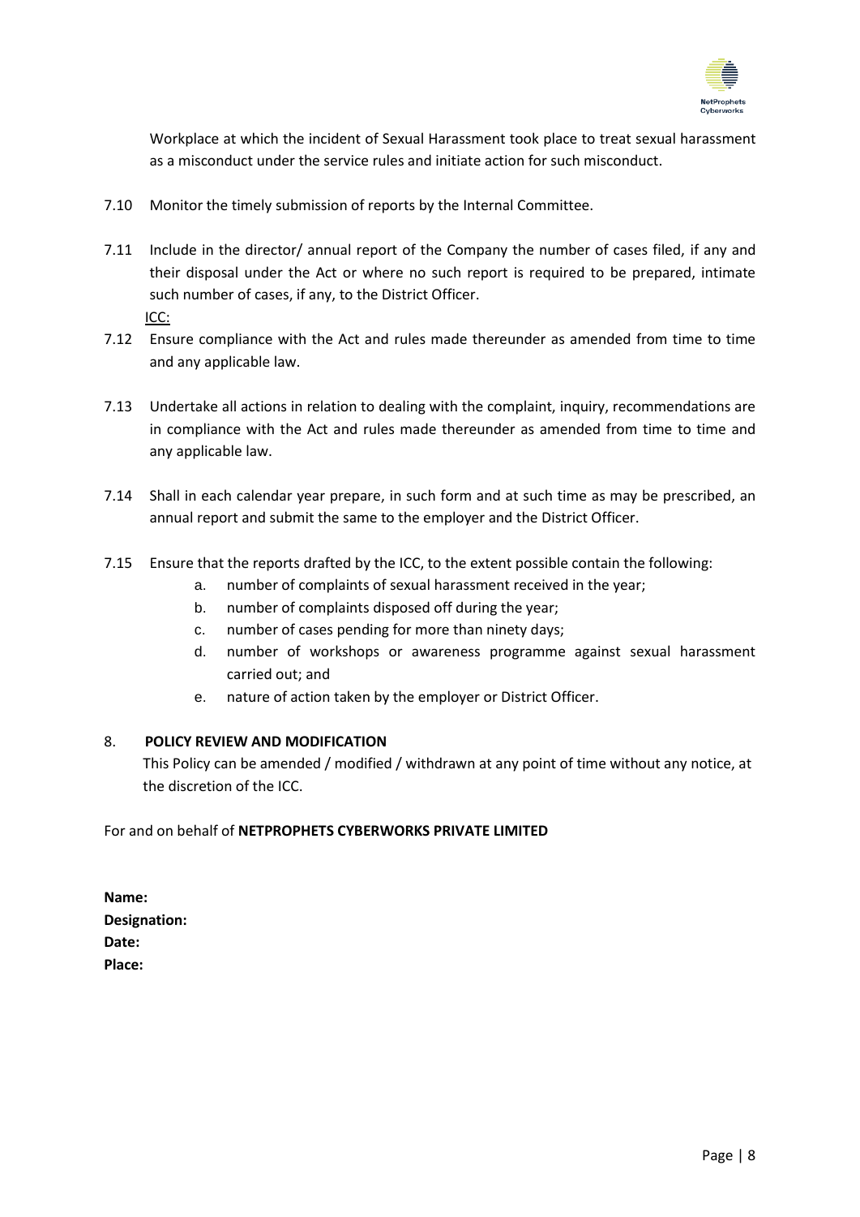Workplace at which the incident of Sexual Harassment took place to treat sexual harassment as a misconduct under the service rules and initiate action for such misconduct.

7.10 Monitor the timely submission of reports by the Internal Committee.

7.11 Include in the director/ annual report of the Company the number of cases filed, if any and their disposal under the Act or where no such report is required to be prepared, intimate such number of cases, if any, to the District Officer.

<u>ICC:</u>

7.12 Ensure compliance with the Act and rules made thereunder as amended from time to time and any applicable law.

7.13 Undertake all actions in relation to dealing with the complaint, inquiry, recommendations are in compliance with the Act and rules made thereunder as amended from time to time and any applicable law.

7.14 Shall in each calendar year prepare, in such form and at such time as may be prescribed, an annual report and submit the same to the employer and the District Officer.

7.15 Ensure that the reports drafted by the ICC, to the extent possible contain the following:

a. number of complaints of sexual harassment received in the year;
b. number of complaints disposed off during the year;
c. number of cases pending for more than ninety days;
d. number of workshops or awareness programme against sexual harassment carried out; and
e. nature of action taken by the employer or District Officer.

## 8. POLICY REVIEW AND MODIFICATION

This Policy can be amended / modified / withdrawn at any point of time without any notice, at the discretion of the ICC.

For and on behalf of **NETPROPHETS CYBERWORKS PRIVATE LIMITED**

**Name:**
**Designation:**
**Date:**
**Place:**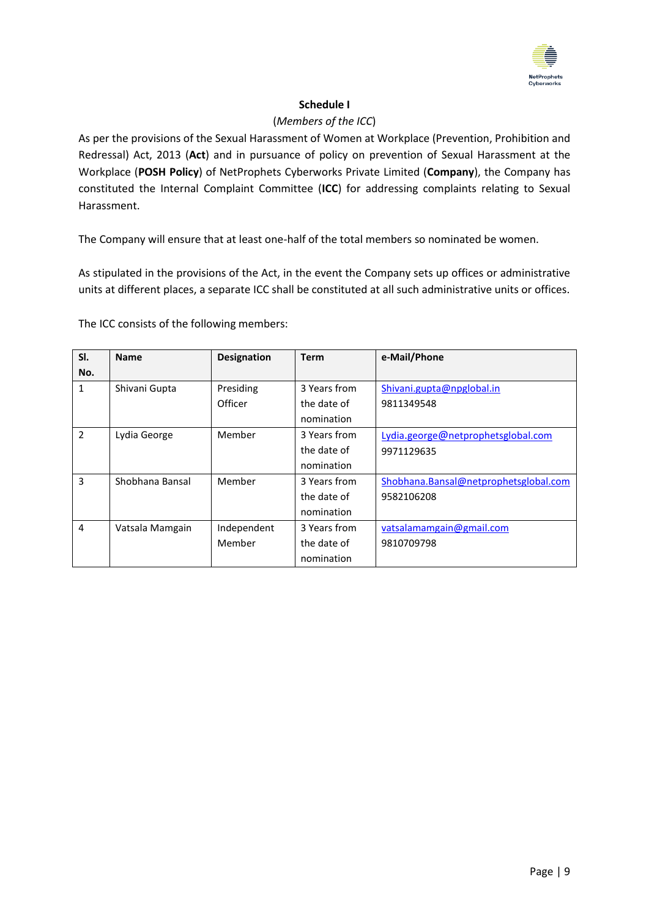## Schedule I

*(Members of the ICC)*

As per the provisions of the Sexual Harassment of Women at Workplace (Prevention, Prohibition and Redressal) Act, 2013 (**Act**) and in pursuance of policy on prevention of Sexual Harassment at the Workplace (**POSH Policy**) of NetProphets Cyberworks Private Limited (**Company**), the Company has constituted the Internal Complaint Committee (**ICC**) for addressing complaints relating to Sexual Harassment.

The Company will ensure that at least one-half of the total members so nominated be women.

As stipulated in the provisions of the Act, in the event the Company sets up offices or administrative units at different places, a separate ICC shall be constituted at all such administrative units or offices.

The ICC consists of the following members:

| Sl. No. | Name | Designation | Term | e-Mail/Phone |
|---|---|---|---|---|
| 1 | Shivani Gupta | Presiding Officer | 3 Years from the date of nomination | Shivani.gupta@npglobal.in 9811349548 |
| 2 | Lydia George | Member | 3 Years from the date of nomination | Lydia.george@netprophetsglobal.com 9971129635 |
| 3 | Shobhana Bansal | Member | 3 Years from the date of nomination | Shobhana.Bansal@netprophetsglobal.com 9582106208 |
| 4 | Vatsala Mamgain | Independent Member | 3 Years from the date of nomination | vatsalamamgain@gmail.com 9810709798 |